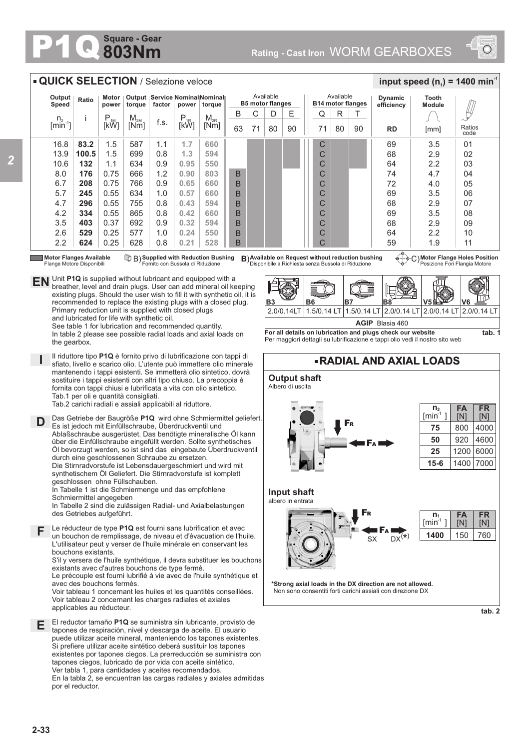# P1Q Square - Gear 803Nm

Rating - Cast Iron WORM GEARBOXES

## QUICK SELECTION / Selezione veloce

input speed ($n_1$) = 1400 min⁻¹

| Output Speed $n_2$ [min⁻¹] | Ratio i | Motor power $P_{1M}$ [kW] | Output torque $M_{2M}$ [Nm] | Service factor f.s. | Nominal power $P_{1R}$ [kW] | Nominal torque $M_{2R}$ [Nm] | Available B5 motor flanges B 63 | C 71 | D 80 | E 90 | Available B14 motor flanges Q 71 | R 80 | T 90 | Dynamic efficiency RD | Tooth Module [mm] | Ratios code |
|---|---|---|---|---|---|---|---|---|---|---|---|---|---|---|---|---|
| 16.8 | **83.2** | 1.5 | 587 | 1.1 | **1.7** | **660** | | | | | C | | | 69 | 3.5 | 01 |
| 13.9 | **100.5** | 1.5 | 699 | 0.8 | **1.3** | **594** | | | | | C | | | 68 | 2.9 | 02 |
| 10.6 | **132** | 1.1 | 634 | 0.9 | **0.95** | **550** | | | | | C | | | 64 | 2.2 | 03 |
| 8.0 | **176** | 0.75 | 666 | 1.2 | **0.90** | **803** | B | | | | C | | | 74 | 4.7 | 04 |
| 6.7 | **208** | 0.75 | 766 | 0.9 | **0.65** | **660** | B | | | | C | | | 72 | 4.0 | 05 |
| 5.7 | **245** | 0.55 | 634 | 1.0 | **0.57** | **660** | B | | | | C | | | 69 | 3.5 | 06 |
| 4.7 | **296** | 0.55 | 755 | 0.8 | **0.43** | **594** | B | | | | C | | | 68 | 2.9 | 07 |
| 4.2 | **334** | 0.55 | 865 | 0.8 | **0.42** | **660** | B | | | | C | | | 69 | 3.5 | 08 |
| 3.5 | **403** | 0.37 | 692 | 0.9 | **0.32** | **594** | B | | | | C | | | 68 | 2.9 | 09 |
| 2.6 | **529** | 0.25 | 577 | 1.0 | **0.24** | **550** | B | | | | C | | | 64 | 2.2 | 10 |
| 2.2 | **624** | 0.25 | 628 | 0.8 | **0.21** | **528** | B | | | | C | | | 59 | 1.9 | 11 |

**Motor Flanges Available** / Flange Motore Disponibili — **B) Supplied with Reduction Bushing** / Fornito con Bussola di Riduzione — **B) Available on Request without reduction bushing** / Disponibile a Richiesta senza Bussola di Riduzione — **C) Motor Flange Holes Position** / Posizione Fori Flangia Motore

**EN** Unit **P1Q** is supplied without lubricant and equipped with a breather, level and drain plugs. User can add mineral oil keeping existing plugs. Should the user wish to fill it with synthetic oil, it is recommended to replace the existing plugs with a closed plug. Primary reduction unit is supplied with closed plugs and lubricated for life with synthetic oil.
See table 1 for lubrication and recommended quantity.
In table 2 please see possible radial loads and axial loads on the gearbox.

**I** Il riduttore tipo **P1Q** è fornito privo di lubrificazione con tappi di sfiato, livello e scarico olio. L'utente può immettere olio minerale mantenendo i tappi esistenti. Se immetterà olio sintetico, dovrà sostituire i tappi esistenti con altri tipo chiuso. La precoppia è fornita con tappi chiusi e lubrificata a vita con olio sintetico.
Tab.1 per oli e quantità consigliati.
Tab.2 carichi radiali e assiali applicabili al riduttore.

**D** Das Getriebe der Baugröße **P1Q** wird ohne Schmiermittel geliefert. Es ist jedoch mit Einfüllschraube, Überdruckventil und Ablaßschraube ausgerüstet. Das benötigte mineralische Öl kann über die Einfüllschraube eingefüllt werden. Sollte synthetisches Öl bevorzugt werden, so ist sind das eingebaute Überdruckventil durch eine geschlossenen Schraube zu ersetzen.
Die Stirnradvorstufe ist Lebensdauergeschmiert und wird mit synthetischem Öl Geliefert. Die Stirnradvorstufe ist komplett geschlossen ohne Füllschauben.
In Tabelle 1 ist die Schmiermenge und das empfohlene Schmiermittel angegeben
In Tabelle 2 sind die zulässigen Radial- und Axialbelastungen des Getriebes aufgeführt.

**F** Le réducteur de type **P1Q** est fourni sans lubrification et avec un bouchon de remplissage, de niveau et d'évacuation de l'huile. L'utilisateur peut y verser de l'huile minérale en conservant les bouchons existants.
S'il y versera de l'huile synthétique, il devra substituer les bouchons existants avec d'autres bouchons de type fermé.
Le précouple est fourni lubrifié à vie avec de l'huile synthétique et avec des bouchons fermés.
Voir tableau 1 concernant les huiles et les quantités conseillées.
Voir tableau 2 concernant les charges radiales et axiales applicables au réducteur.

**E** El reductor tamaño **P1Q** se suministra sin lubricante, provisto de tapones de respiración, nivel y descarga de aceite. El usuario puede utilizar aceite mineral, manteniendo los tapones existentes. Si prefiere utilizar aceite sintético deberá sustituir los tapones existentes por tapones ciegos. La prerreducción se suministra con tapones ciegos, lubricado de por vida con aceite sintético.
Ver tabla 1, para cantidades y aceites recomendados.
En la tabla 2, se encuentran las cargas radiales y axiales admitidas por el reductor.

| B3 | B6 | B7 | B8 | V5 | V6 |
|---|---|---|---|---|---|
| 2.0/0.14LT | 1.5/0.14 LT | 1.5/0.14 LT | 2.0/0.14 LT | 2.0/0.14 LT | 2.0/0.14 LT |
| **AGIP** Blasia 460 | | | | | |

**For all details on lubrication and plugs check our website**
Per maggiori dettagli su lubrificazione e tappi olio vedi il nostro sito web

**tab. 1**

## RADIAL AND AXIAL LOADS

### Output shaft
Albero di uscita

| $n_2$ [min⁻¹] | FA [N] | FR [N] |
|---|---|---|
| **75** | 800 | 4000 |
| **50** | 920 | 4600 |
| **25** | 1200 | 6000 |
| **15-6** | 1400 | 7000 |

### Input shaft
albero in entrata

| $n_1$ [min⁻¹] | FA [N] | FR [N] |
|---|---|---|
| **1400** | 150 | 760 |

**\*Strong axial loads in the DX direction are not allowed.**
Non sono consentiti forti carichi assiali con direzione DX

**tab. 2**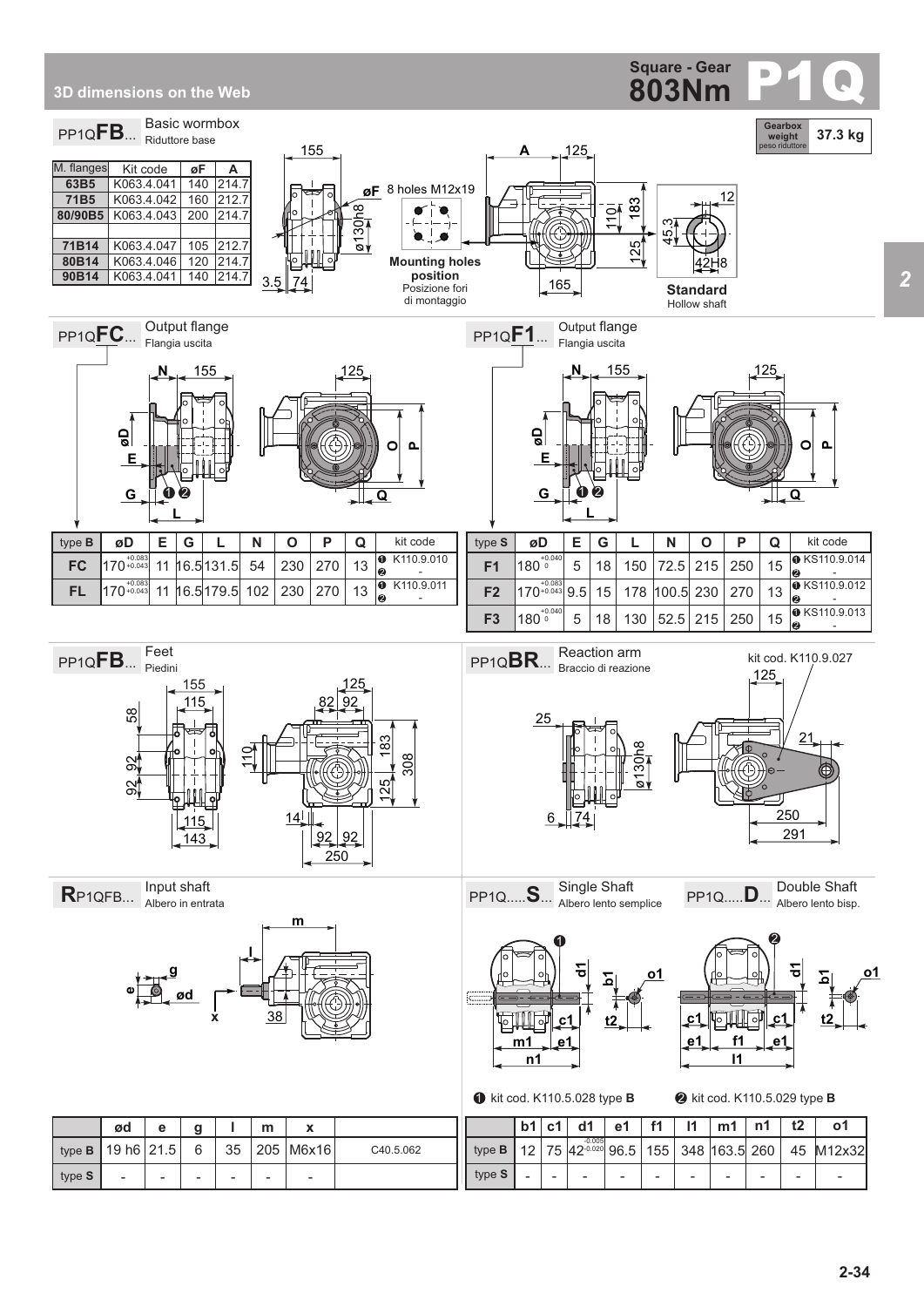# 803Nm P1Q

Square - Gear

3D dimensions on the Web

## PP1QFB... Basic wormbox

Riduttore base

Gearbox weight / peso riduttore: **37.3 kg**

| M. flanges | Kit code | øF | A |
|---|---|---|---|
| 63B5 | K063.4.041 | 140 | 214.7 |
| 71B5 | K063.4.042 | 160 | 212.7 |
| 80/90B5 | K063.4.043 | 200 | 214.7 |
| | | | |
| 71B14 | K063.4.047 | 105 | 212.7 |
| 80B14 | K063.4.046 | 120 | 214.7 |
| 90B14 | K063.4.041 | 140 | 214.7 |

155
øF
ø130h8
3.5
74
8 holes M12x19
**Mounting holes position**
Posizione fori di montaggio
A
125
183
110
125
165
12
45.3
42H8
**Standard**
Hollow shaft

## PP1QFC... Output flange

Flangia uscita

N
155
125
øD
E
G
L
O
P
Q

| type B | øD | E | G | L | N | O | P | Q | kit code |
|---|---|---|---|---|---|---|---|---|---|
| FC | 170 $^{+0.083}_{+0.043}$ | 11 | 16.5 | 131.5 | 54 | 230 | 270 | 13 | ❶ K110.9.010 ❷ - |
| FL | 170 $^{+0.083}_{+0.043}$ | 11 | 16.5 | 179.5 | 102 | 230 | 270 | 13 | ❶ K110.9.011 ❷ - |

## PP1QF1... Output flange

Flangia uscita

N
155
125
øD
E
G
L
O
P
Q

| type S | øD | E | G | L | N | O | P | Q | kit code |
|---|---|---|---|---|---|---|---|---|---|
| F1 | 180 $^{+0.040}_{0}$ | 5 | 18 | 150 | 72.5 | 215 | 250 | 15 | ❶ KS110.9.014 ❷ - |
| F2 | 170 $^{+0.083}_{+0.043}$ | 9.5 | 15 | 178 | 100.5 | 230 | 270 | 13 | ❶ KS110.9.012 ❷ - |
| F3 | 180 $^{+0.040}_{0}$ | 5 | 18 | 130 | 52.5 | 215 | 250 | 15 | ❶ KS110.9.013 ❷ - |

## PP1QFB... Feet

Piedini

155
115
58
92
92
115
143
110
125
82
92
183
308
14
92
92
250

## PP1QBR... Reaction arm

Braccio di reazione

kit cod. K110.9.027

25
ø130h8
6
74
125
21
250
291

## RP1QFB... Input shaft

Albero in entrata

e
g
ød
x
l
m
38

| | ød | e | g | l | m | x | |
|---|---|---|---|---|---|---|---|
| type B | 19 h6 | 21.5 | 6 | 35 | 205 | M6x16 | C40.5.062 |
| type S | - | - | - | - | - | - | |

## PP1Q.....S... Single Shaft

Albero lento semplice

## PP1Q.....D... Double Shaft

Albero lento bisp.

d1
b1
o1
c1
t2
m1
e1
n1
f1
l1

❶ kit cod. K110.5.028 type **B**  ❷ kit cod. K110.5.029 type **B**

| | b1 | c1 | d1 | e1 | f1 | l1 | m1 | n1 | t2 | o1 |
|---|---|---|---|---|---|---|---|---|---|---|
| type B | 12 | 75 | 42 $^{-0.005}_{-0.020}$ | 96.5 | 155 | 348 | 163.5 | 260 | 45 | M12x32 |
| type S | - | - | - | - | - | - | - | - | - | - |